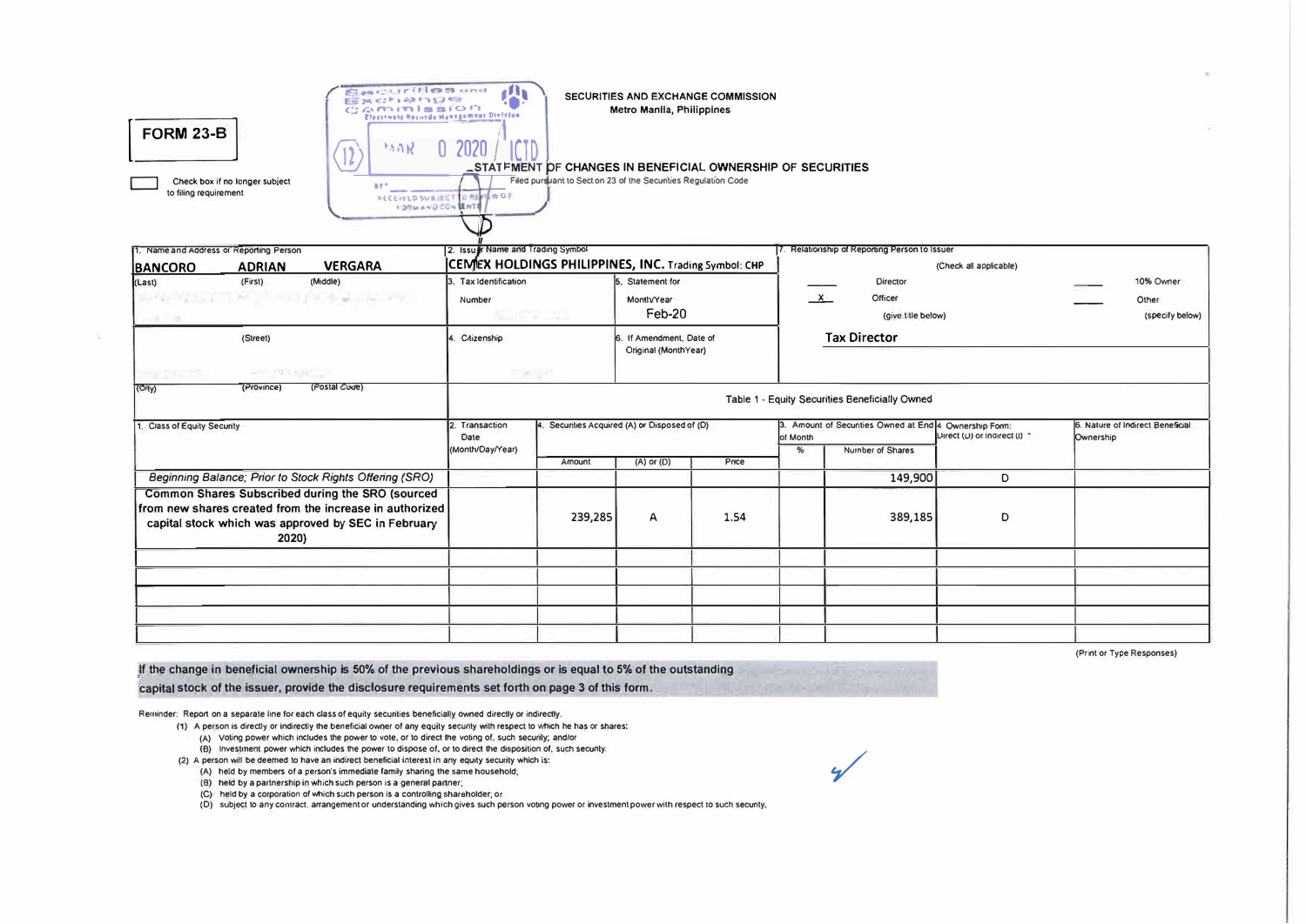# FORM 23-B

☐ Check box if no longer subject to filing requirement

Securities and Exchange Commission
Electronic Records Management Division
MAR 0 2020 ICTD
RECEIVED SUBJECT TO REVIEW OF FORM AND CONTENTS

**SECURITIES AND EXCHANGE COMMISSION**
**Metro Manila, Philippines**

## STATEMENT OF CHANGES IN BENEFICIAL OWNERSHIP OF SECURITIES

Filed pursuant to Section 23 of the Securities Regulation Code

| 1. Name and Address of Reporting Person | 2. Issuer Name and Trading Symbol | | 7. Relationship of Reporting Person to Issuer |
|---|---|---|---|
| **BANCORO ADRIAN VERGARA** (Last) (First) (Middle) | **CEMEX HOLDINGS PHILIPPINES, INC.** Trading Symbol: **CHP** | | (Check all applicable) |
| | 3. Tax Identification Number | 5. Statement for Month/Year: Feb-20 | ___ Director ___ 10% Owner; X Officer (give title below) ___ Other (specify below) |
| (Street) | 4. Citizenship | 6. If Amendment, Date of Original (MonthYear) | **Tax Director** |
| (City) (Province) (Postal Code) | Table 1 - Equity Securities Beneficially Owned | | |

| 1. Class of Equity Security | 2. Transaction Date (Month/Day/Year) | 4. Securities Acquired (A) or Disposed of (D) Amount | (A) or (D) | Price | 3. Amount of Securities Owned at End of Month % | Number of Shares | 4. Ownership Form: Direct (D) or Indirect (I) * | 6. Nature of Indirect Beneficial Ownership |
|---|---|---|---|---|---|---|---|---|
| *Beginning Balance; Prior to Stock Rights Offering (SRO)* | | | | | | 149,900 | D | |
| **Common Shares Subscribed during the SRO (sourced from new shares created from the increase in authorized capital stock which was approved by SEC in February 2020)** | | 239,285 | A | 1.54 | | 389,185 | D | |
| | | | | | | | | |
| | | | | | | | | |
| | | | | | | | | |
| | | | | | | | | |
| | | | | | | | | |

(Print or Type Responses)

**If the change in beneficial ownership is 50% of the previous shareholdings or is equal to 5% of the outstanding capital stock of the issuer, provide the disclosure requirements set forth on page 3 of this form.**

Reminder: Report on a separate line for each class of equity securities beneficially owned directly or indirectly.

(1) A person is directly or indirectly the beneficial owner of any equity security with respect to which he has or shares:
- (A) Voting power which includes the power to vote, or to direct the voting of, such security; and/or
- (B) Investment power which includes the power to dispose of, or to direct the disposition of, such security.

(2) A person will be deemed to have an indirect beneficial interest in any equity security which is:
- (A) held by members of a person's immediate family sharing the same household;
- (B) held by a partnership in which such person is a general partner;
- (C) held by a corporation of which such person is a controlling shareholder; or
- (D) subject to any contract, arrangement or understanding which gives such person voting power or investment power with respect to such security.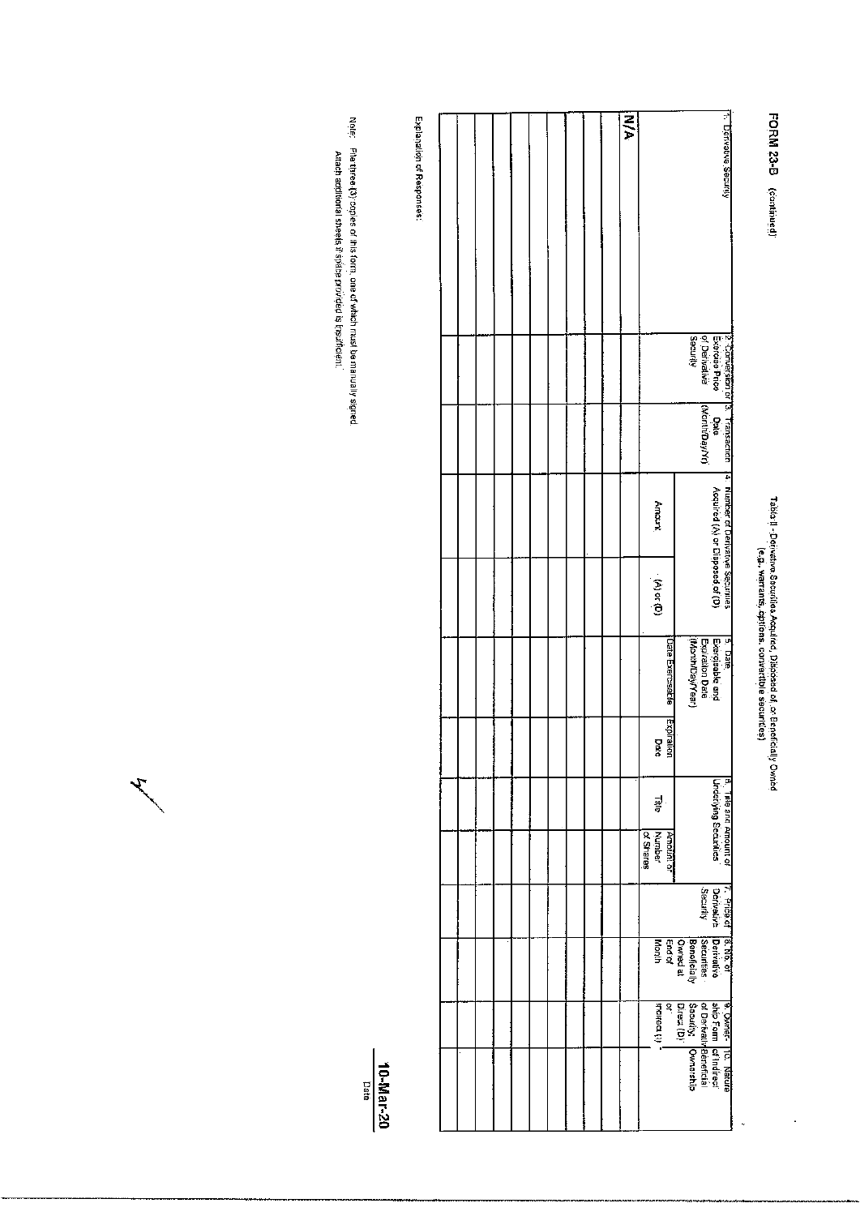**FORM 23-B** (continued)

## Table II - Derivative Securities Acquired, Disposed of, or Beneficially Owned
(e.g., warrants, options, convertible securities)

| 1. Derivative Security | 2. Conversion or Exercise Price of Derivative Security | 3. Transaction Date (Month/Day/Yr) | 4. Number of Derivative Securities Acquired (A) or Disposed of (D) | | 5. Date Exercisable and Expiration Date (Month/Day/Year) | | 6. Title and Amount of Underlying Securities | | 7. Price of Derivative Security | 8. No. of Derivative Securities Beneficially Owned at End of Month | 9. Owner-ship Form of Derivative Security; Direct (D) or Indirect (I) * | 10. Nature of Indirect Beneficial Ownership |
|---|---|---|---|---|---|---|---|---|---|---|---|---|
| | | | Amount | (A) or (D) | Date Exercisable | Expiration Date | Title | Amount or Number of Shares | | | | |
| N/A | | | | | | | | | | | | |
| | | | | | | | | | | | | |
| | | | | | | | | | | | | |
| | | | | | | | | | | | | |
| | | | | | | | | | | | | |
| | | | | | | | | | | | | |
| | | | | | | | | | | | | |
| | | | | | | | | | | | | |
| | | | | | | | | | | | | |

Explanation of Responses:

Note: File three (3) copies of this form, one of which must be manually signed.
Attach additional sheets if space provided is insufficient.

10-Mar-20
Date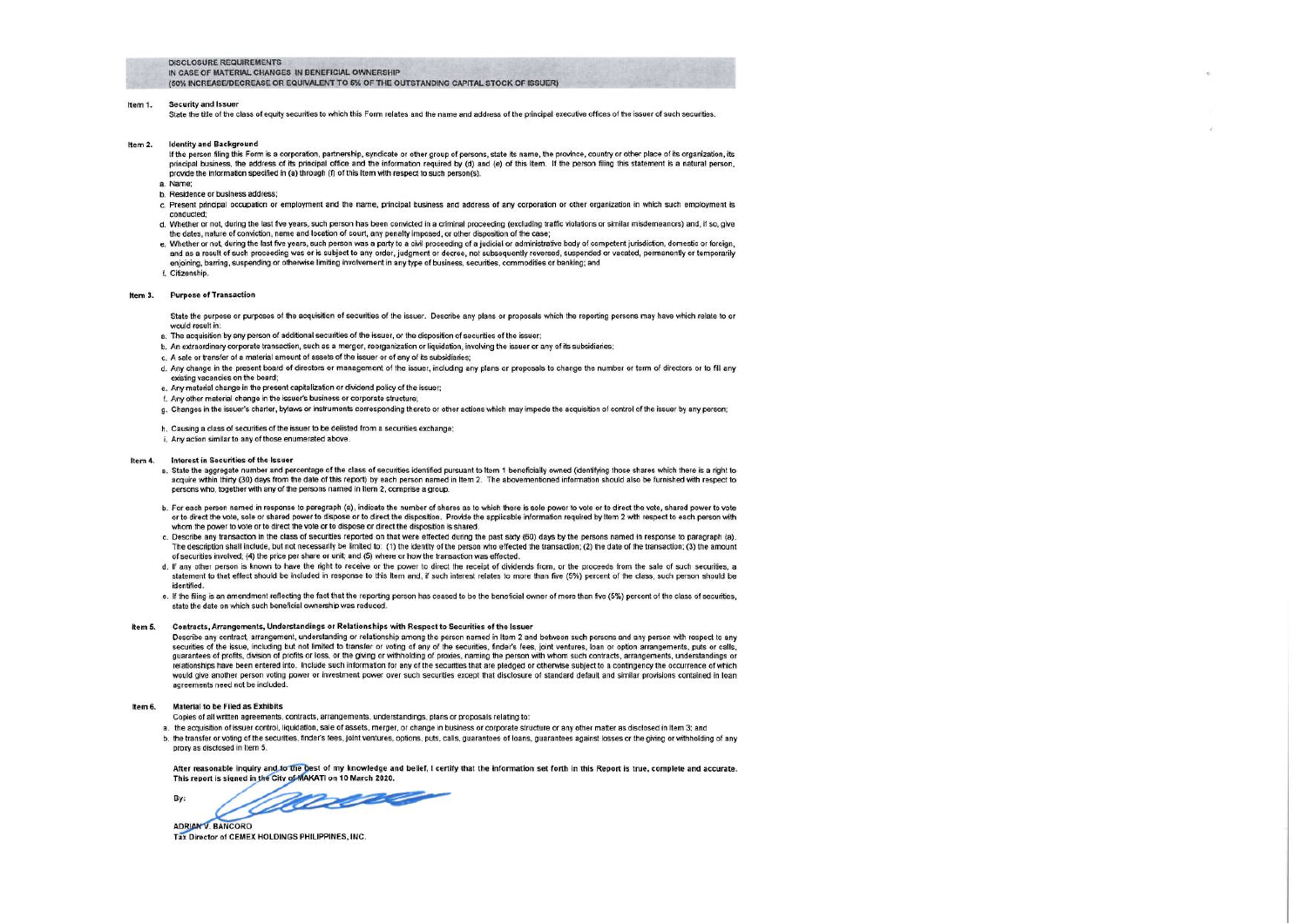**DISCLOSURE REQUIREMENTS**
**IN CASE OF MATERIAL CHANGES IN BENEFICIAL OWNERSHIP**
**(50% INCREASE/DECREASE OR EQUIVALENT TO 5% OF THE OUTSTANDING CAPITAL STOCK OF ISSUER)**

**Item 1. Security and Issuer**

State the title of the class of equity securities to which this Form relates and the name and address of the principal executive offices of the issuer of such securities.

**Item 2. Identity and Background**

If the person filing this Form is a corporation, partnership, syndicate or other group of persons, state its name, the province, country or other place of its organization, its principal business, the address of its principal office and the information required by (d) and (e) of this Item. If the person filing this statement is a natural person, provide the information specified in (a) through (f) of this Item with respect to such person(s).

a. Name;
b. Residence or business address;
c. Present principal occupation or employment and the name, principal business and address of any corporation or other organization in which such employment is conducted;
d. Whether or not, during the last five years, such person has been convicted in a criminal proceeding (excluding traffic violations or similar misdemeanors) and, if so, give the dates, nature of conviction, name and location of court, any penalty imposed, or other disposition of the case;
e. Whether or not, during the last five years, such person was a party to a civil proceeding of a judicial or administrative body of competent jurisdiction, domestic or foreign, and as a result of such proceeding was or is subject to any order, judgment or decree, not subsequently reversed, suspended or vacated, permanently or temporarily enjoining, barring, suspending or otherwise limiting involvement in any type of business, securities, commodities or banking; and
f. Citizenship.

**Item 3. Purpose of Transaction**

State the purpose or purposes of the acquisition of securities of the issuer. Describe any plans or proposals which the reporting persons may have which relate to or would result in:

a. The acquisition by any person of additional securities of the issuer, or the disposition of securities of the issuer;
b. An extraordinary corporate transaction, such as a merger, reorganization or liquidation, involving the issuer or any of its subsidiaries;
c. A sale or transfer of a material amount of assets of the issuer or of any of its subsidiaries;
d. Any change in the present board of directors or management of the issuer, including any plans or proposals to change the number or term of directors or to fill any existing vacancies on the board;
e. Any material change in the present capitalization or dividend policy of the issuer;
f. Any other material change in the issuer's business or corporate structure;
g. Changes in the issuer's charter, bylaws or instruments corresponding thereto or other actions which may impede the acquisition of control of the issuer by any person;
h. Causing a class of securities of the issuer to be delisted from a securities exchange;
i. Any action similar to any of those enumerated above.

**Item 4. Interest in Securities of the Issuer**

a. State the aggregate number and percentage of the class of securities identified pursuant to Item 1 beneficially owned (identifying those shares which there is a right to acquire within thirty (30) days from the date of this report) by each person named in Item 2. The abovementioned information should also be furnished with respect to persons who, together with any of the persons named in Item 2, comprise a group.
b. For each person named in response to paragraph (a), indicate the number of shares as to which there is sole power to vote or to direct the vote, shared power to vote or to direct the vote, sole or shared power to dispose or to direct the disposition. Provide the applicable information required by Item 2 with respect to each person with whom the power to vote or to direct the vote or to dispose or direct the disposition is shared.
c. Describe any transaction in the class of securities reported on that were effected during the past sixty (60) days by the persons named in response to paragraph (a). The description shall include, but not necessarily be limited to: (1) the identity of the person who effected the transaction; (2) the date of the transaction; (3) the amount of securities involved; (4) the price per share or unit; and (5) where or how the transaction was effected.
d. If any other person is known to have the right to receive or the power to direct the receipt of dividends from, or the proceeds from the sale of such securities, a statement to that effect should be included in response to this Item and, if such interest relates to more than five (5%) percent of the class, such person should be identified.
e. If the filing is an amendment reflecting the fact that the reporting person has ceased to be the beneficial owner of more than five (5%) percent of the class of securities, state the date on which such beneficial ownership was reduced.

**Item 5. Contracts, Arrangements, Understandings or Relationships with Respect to Securities of the Issuer**

Describe any contract, arrangement, understanding or relationship among the person named in Item 2 and between such persons and any person with respect to any securities of the issue, including but not limited to transfer or voting of any of the securities, finder's fees, joint ventures, loan or option arrangements, puts or calls, guarantees of profits, division of profits or loss, or the giving or withholding of proxies, naming the person with whom such contracts, arrangements, understandings or relationships have been entered into. Include such information for any of the securities that are pledged or otherwise subject to a contingency the occurrence of which would give another person voting power or investment power over such securities except that disclosure of standard default and similar provisions contained in loan agreements need not be included.

**Item 6. Material to be Filed as Exhibits**

Copies of all written agreements, contracts, arrangements, understandings, plans or proposals relating to:

a. the acquisition of issuer control, liquidation, sale of assets, merger, or change in business or corporate structure or any other matter as disclosed in Item 3; and
b. the transfer or voting of the securities, finder's fees, joint ventures, options, puts, calls, guarantees of loans, guarantees against losses or the giving or withholding of any proxy as disclosed in Item 5.

**After reasonable inquiry and to the best of my knowledge and belief, I certify that the information set forth in this Report is true, complete and accurate. This report is signed in the City of MAKATI on 10 March 2020.**

By:

ADRIAN V. BANCORO
Tax Director of CEMEX HOLDINGS PHILIPPINES, INC.